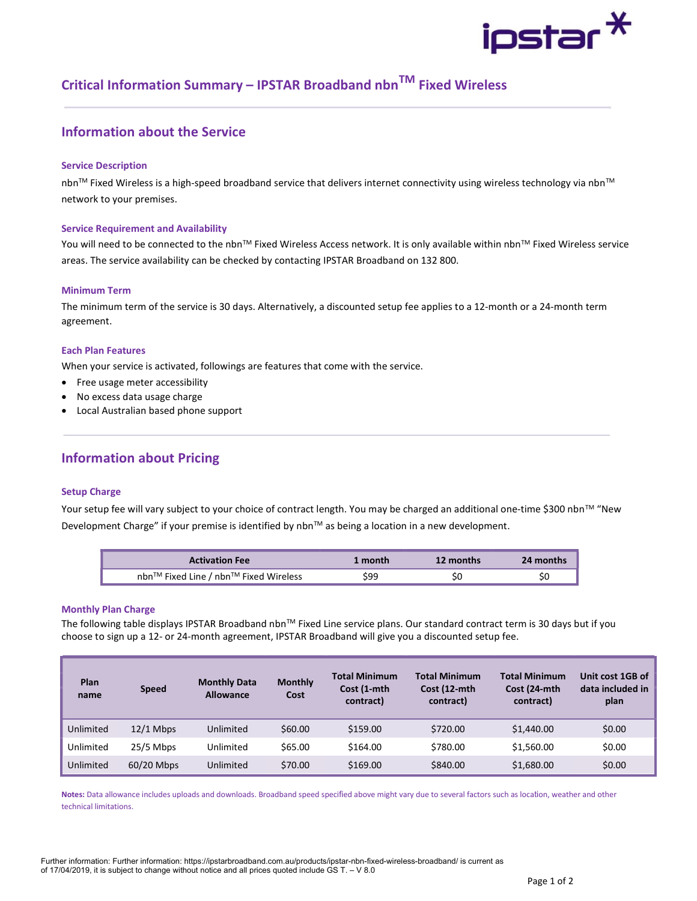# Critical Information Summary – IPSTAR Broadband nbn™ Fixed Wireless

## Information about the Service

### Service Description

nbn™ Fixed Wireless is a high-speed broadband service that delivers internet connectivity using wireless technology via nbn™ network to your premises.

### Service Requirement and Availability

You will need to be connected to the nbn™ Fixed Wireless Access network. It is only available within nbn™ Fixed Wireless service areas. The service availability can be checked by contacting IPSTAR Broadband on 132 800.

### Minimum Term

The minimum term of the service is 30 days. Alternatively, a discounted setup fee applies to a 12-month or a 24-month term agreement.

### Each Plan Features

When your service is activated, followings are features that come with the service.

- Free usage meter accessibility
- No excess data usage charge
- Local Australian based phone support

## Information about Pricing

### Setup Charge

Your setup fee will vary subject to your choice of contract length. You may be charged an additional one-time $300 nbn™ "New Development Charge" if your premise is identified by nbn™ as being a location in a new development.

| Activation Fee | 1 month | 12 months | 24 months |
|---|---|---|---|
| nbn™ Fixed Line / nbn™ Fixed Wireless | $99 | $0 | $0 |

### Monthly Plan Charge

The following table displays IPSTAR Broadband nbn™ Fixed Line service plans. Our standard contract term is 30 days but if you choose to sign up a 12- or 24-month agreement, IPSTAR Broadband will give you a discounted setup fee.

| Plan name | Speed | Monthly Data Allowance | Monthly Cost | Total Minimum Cost (1-mth contract) | Total Minimum Cost (12-mth contract) | Total Minimum Cost (24-mth contract) | Unit cost 1GB of data included in plan |
|---|---|---|---|---|---|---|---|
| Unlimited | 12/1 Mbps | Unlimited | $60.00 | $159.00 | $720.00 | $1,440.00 | $0.00 |
| Unlimited | 25/5 Mbps | Unlimited | $65.00 | $164.00 | $780.00 | $1,560.00 | $0.00 |
| Unlimited | 60/20 Mbps | Unlimited | $70.00 | $169.00 | $840.00 | $1,680.00 | $0.00 |

**Notes:** Data allowance includes uploads and downloads. Broadband speed specified above might vary due to several factors such as location, weather and other technical limitations.

Further information: Further information: https://ipstarbroadband.com.au/products/ipstar-nbn-fixed-wireless-broadband/ is current as of 17/04/2019, it is subject to change without notice and all prices quoted include GS T. – V 8.0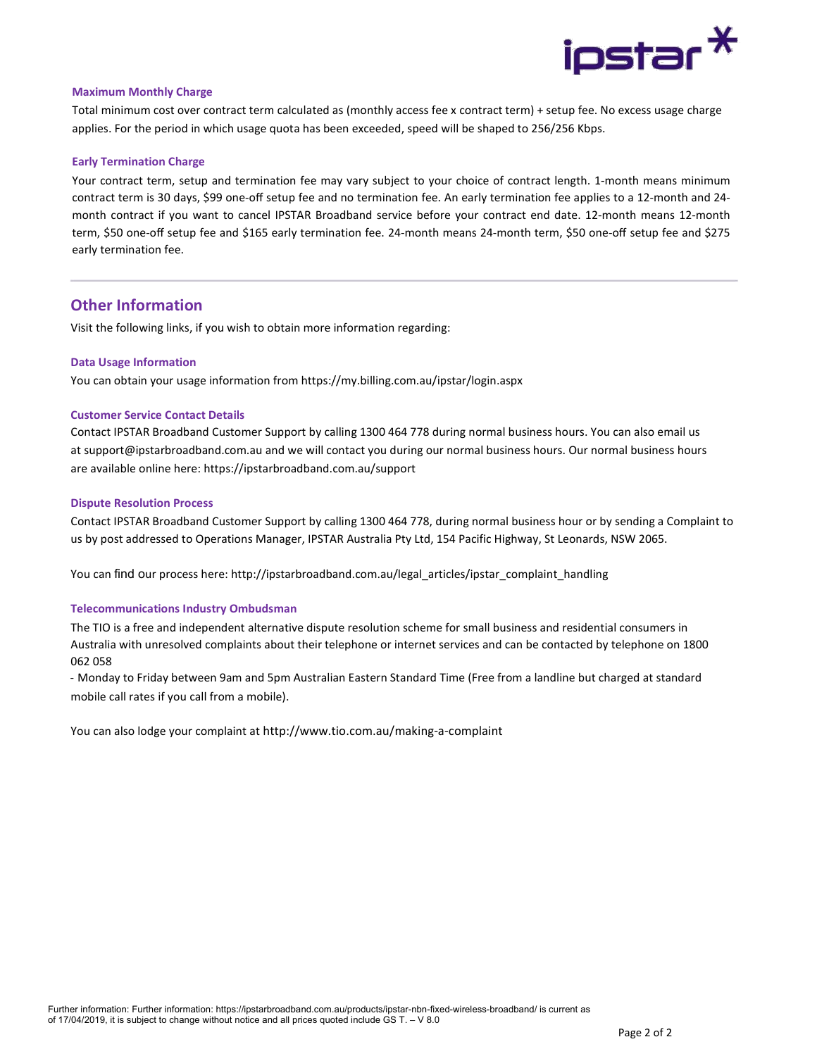### Maximum Monthly Charge

Total minimum cost over contract term calculated as (monthly access fee x contract term) + setup fee. No excess usage charge applies. For the period in which usage quota has been exceeded, speed will be shaped to 256/256 Kbps.

### Early Termination Charge

Your contract term, setup and termination fee may vary subject to your choice of contract length. 1-month means minimum contract term is 30 days, $99 one-off setup fee and no termination fee. An early termination fee applies to a 12-month and 24-month contract if you want to cancel IPSTAR Broadband service before your contract end date. 12-month means 12-month term, $50 one-off setup fee and $165 early termination fee. 24-month means 24-month term, $50 one-off setup fee and $275 early termination fee.

---

## Other Information

Visit the following links, if you wish to obtain more information regarding:

### Data Usage Information

You can obtain your usage information from https://my.billing.com.au/ipstar/login.aspx

### Customer Service Contact Details

Contact IPSTAR Broadband Customer Support by calling 1300 464 778 during normal business hours. You can also email us at support@ipstarbroadband.com.au and we will contact you during our normal business hours. Our normal business hours are available online here: https://ipstarbroadband.com.au/support

### Dispute Resolution Process

Contact IPSTAR Broadband Customer Support by calling 1300 464 778, during normal business hour or by sending a Complaint to us by post addressed to Operations Manager, IPSTAR Australia Pty Ltd, 154 Pacific Highway, St Leonards, NSW 2065.

You can find our process here: http://ipstarbroadband.com.au/legal_articles/ipstar_complaint_handling

### Telecommunications Industry Ombudsman

The TIO is a free and independent alternative dispute resolution scheme for small business and residential consumers in Australia with unresolved complaints about their telephone or internet services and can be contacted by telephone on 1800 062 058
- Monday to Friday between 9am and 5pm Australian Eastern Standard Time (Free from a landline but charged at standard mobile call rates if you call from a mobile).

You can also lodge your complaint at http://www.tio.com.au/making-a-complaint

Further information: Further information: https://ipstarbroadband.com.au/products/ipstar-nbn-fixed-wireless-broadband/ is current as of 17/04/2019, it is subject to change without notice and all prices quoted include GS T. – V 8.0